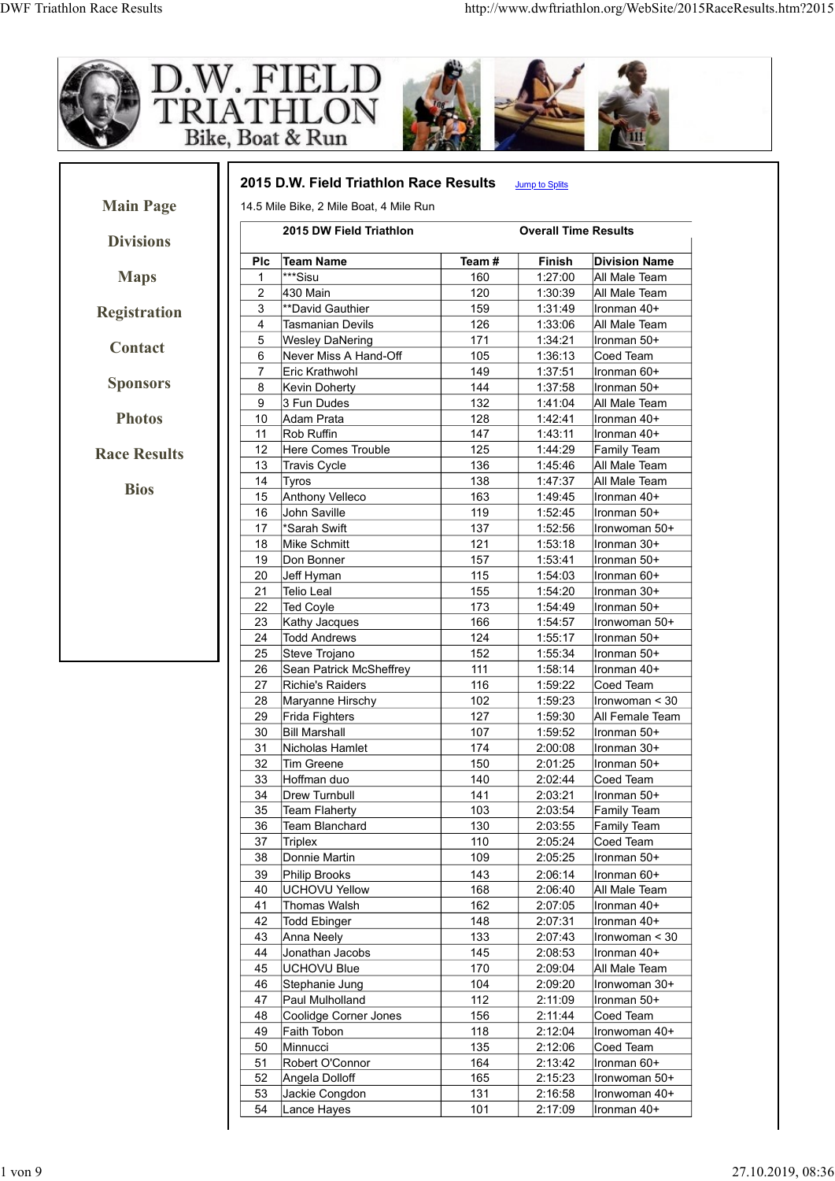# D.W. FIELD TRIATHLON

Bike, Boat & Run

Main Page

Divisions

Maps

Registration

Contact

Sponsors

Photos

Race Results

Bios

## 2015 D.W. Field Triathlon Race Results

Jump to Splits

14.5 Mile Bike, 2 Mile Boat, 4 Mile Run

| 2015 DW Field Triathlon | | | Overall Time Results | |
|---|---|---|---|---|
| **Plc** | **Team Name** | **Team #** | **Finish** | **Division Name** |
| 1 | ***Sisu | 160 | 1:27:00 | All Male Team |
| 2 | 430 Main | 120 | 1:30:39 | All Male Team |
| 3 | **David Gauthier | 159 | 1:31:49 | Ironman 40+ |
| 4 | Tasmanian Devils | 126 | 1:33:06 | All Male Team |
| 5 | Wesley DaNering | 171 | 1:34:21 | Ironman 50+ |
| 6 | Never Miss A Hand-Off | 105 | 1:36:13 | Coed Team |
| 7 | Eric Krathwohl | 149 | 1:37:51 | Ironman 60+ |
| 8 | Kevin Doherty | 144 | 1:37:58 | Ironman 50+ |
| 9 | 3 Fun Dudes | 132 | 1:41:04 | All Male Team |
| 10 | Adam Prata | 128 | 1:42:41 | Ironman 40+ |
| 11 | Rob Ruffin | 147 | 1:43:11 | Ironman 40+ |
| 12 | Here Comes Trouble | 125 | 1:44:29 | Family Team |
| 13 | Travis Cycle | 136 | 1:45:46 | All Male Team |
| 14 | Tyros | 138 | 1:47:37 | All Male Team |
| 15 | Anthony Velleco | 163 | 1:49:45 | Ironman 40+ |
| 16 | John Saville | 119 | 1:52:45 | Ironman 50+ |
| 17 | *Sarah Swift | 137 | 1:52:56 | Ironwoman 50+ |
| 18 | Mike Schmitt | 121 | 1:53:18 | Ironman 30+ |
| 19 | Don Bonner | 157 | 1:53:41 | Ironman 50+ |
| 20 | Jeff Hyman | 115 | 1:54:03 | Ironman 60+ |
| 21 | Telio Leal | 155 | 1:54:20 | Ironman 30+ |
| 22 | Ted Coyle | 173 | 1:54:49 | Ironman 50+ |
| 23 | Kathy Jacques | 166 | 1:54:57 | Ironwoman 50+ |
| 24 | Todd Andrews | 124 | 1:55:17 | Ironman 50+ |
| 25 | Steve Trojano | 152 | 1:55:34 | Ironman 50+ |
| 26 | Sean Patrick McSheffrey | 111 | 1:58:14 | Ironman 40+ |
| 27 | Richie's Raiders | 116 | 1:59:22 | Coed Team |
| 28 | Maryanne Hirschy | 102 | 1:59:23 | Ironwoman < 30 |
| 29 | Frida Fighters | 127 | 1:59:30 | All Female Team |
| 30 | Bill Marshall | 107 | 1:59:52 | Ironman 50+ |
| 31 | Nicholas Hamlet | 174 | 2:00:08 | Ironman 30+ |
| 32 | Tim Greene | 150 | 2:01:25 | Ironman 50+ |
| 33 | Hoffman duo | 140 | 2:02:44 | Coed Team |
| 34 | Drew Turnbull | 141 | 2:03:21 | Ironman 50+ |
| 35 | Team Flaherty | 103 | 2:03:54 | Family Team |
| 36 | Team Blanchard | 130 | 2:03:55 | Family Team |
| 37 | Triplex | 110 | 2:05:24 | Coed Team |
| 38 | Donnie Martin | 109 | 2:05:25 | Ironman 50+ |
| 39 | Philip Brooks | 143 | 2:06:14 | Ironman 60+ |
| 40 | UCHOVU Yellow | 168 | 2:06:40 | All Male Team |
| 41 | Thomas Walsh | 162 | 2:07:05 | Ironman 40+ |
| 42 | Todd Ebinger | 148 | 2:07:31 | Ironman 40+ |
| 43 | Anna Neely | 133 | 2:07:43 | Ironwoman < 30 |
| 44 | Jonathan Jacobs | 145 | 2:08:53 | Ironman 40+ |
| 45 | UCHOVU Blue | 170 | 2:09:04 | All Male Team |
| 46 | Stephanie Jung | 104 | 2:09:20 | Ironwoman 30+ |
| 47 | Paul Mulholland | 112 | 2:11:09 | Ironman 50+ |
| 48 | Coolidge Corner Jones | 156 | 2:11:44 | Coed Team |
| 49 | Faith Tobon | 118 | 2:12:04 | Ironwoman 40+ |
| 50 | Minnucci | 135 | 2:12:06 | Coed Team |
| 51 | Robert O'Connor | 164 | 2:13:42 | Ironman 60+ |
| 52 | Angela Dolloff | 165 | 2:15:23 | Ironwoman 50+ |
| 53 | Jackie Congdon | 131 | 2:16:58 | Ironwoman 40+ |
| 54 | Lance Hayes | 101 | 2:17:09 | Ironman 40+ |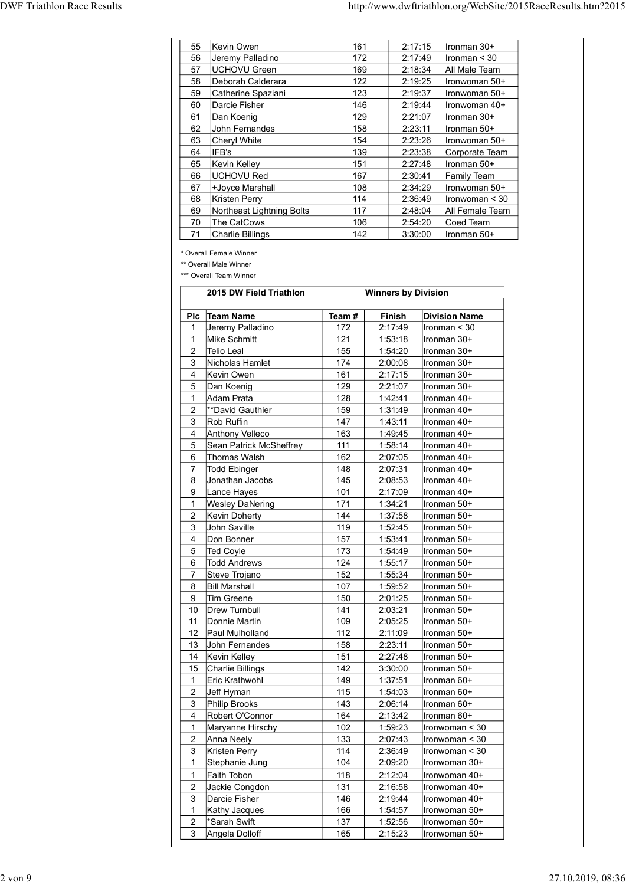| | | | | |
|---|---|---|---|---|
| 55 | Kevin Owen | 161 | 2:17:15 | Ironman 30+ |
| 56 | Jeremy Palladino | 172 | 2:17:49 | Ironman < 30 |
| 57 | UCHOVU Green | 169 | 2:18:34 | All Male Team |
| 58 | Deborah Calderara | 122 | 2:19:25 | Ironwoman 50+ |
| 59 | Catherine Spaziani | 123 | 2:19:37 | Ironwoman 50+ |
| 60 | Darcie Fisher | 146 | 2:19:44 | Ironwoman 40+ |
| 61 | Dan Koenig | 129 | 2:21:07 | Ironman 30+ |
| 62 | John Fernandes | 158 | 2:23:11 | Ironman 50+ |
| 63 | Cheryl White | 154 | 2:23:26 | Ironwoman 50+ |
| 64 | IFB's | 139 | 2:23:38 | Corporate Team |
| 65 | Kevin Kelley | 151 | 2:27:48 | Ironman 50+ |
| 66 | UCHOVU Red | 167 | 2:30:41 | Family Team |
| 67 | +Joyce Marshall | 108 | 2:34:29 | Ironwoman 50+ |
| 68 | Kristen Perry | 114 | 2:36:49 | Ironwoman < 30 |
| 69 | Northeast Lightning Bolts | 117 | 2:48:04 | All Female Team |
| 70 | The CatCows | 106 | 2:54:20 | Coed Team |
| 71 | Charlie Billings | 142 | 3:30:00 | Ironman 50+ |

* Overall Female Winner

** Overall Male Winner

*** Overall Team Winner

**2015 DW Field Triathlon — Winners by Division**

| Plc | Team Name | Team # | Finish | Division Name |
|---|---|---|---|---|
| 1 | Jeremy Palladino | 172 | 2:17:49 | Ironman < 30 |
| 1 | Mike Schmitt | 121 | 1:53:18 | Ironman 30+ |
| 2 | Telio Leal | 155 | 1:54:20 | Ironman 30+ |
| 3 | Nicholas Hamlet | 174 | 2:00:08 | Ironman 30+ |
| 4 | Kevin Owen | 161 | 2:17:15 | Ironman 30+ |
| 5 | Dan Koenig | 129 | 2:21:07 | Ironman 30+ |
| 1 | Adam Prata | 128 | 1:42:41 | Ironman 40+ |
| 2 | **David Gauthier | 159 | 1:31:49 | Ironman 40+ |
| 3 | Rob Ruffin | 147 | 1:43:11 | Ironman 40+ |
| 4 | Anthony Velleco | 163 | 1:49:45 | Ironman 40+ |
| 5 | Sean Patrick McSheffrey | 111 | 1:58:14 | Ironman 40+ |
| 6 | Thomas Walsh | 162 | 2:07:05 | Ironman 40+ |
| 7 | Todd Ebinger | 148 | 2:07:31 | Ironman 40+ |
| 8 | Jonathan Jacobs | 145 | 2:08:53 | Ironman 40+ |
| 9 | Lance Hayes | 101 | 2:17:09 | Ironman 40+ |
| 1 | Wesley DaNering | 171 | 1:34:21 | Ironman 50+ |
| 2 | Kevin Doherty | 144 | 1:37:58 | Ironman 50+ |
| 3 | John Saville | 119 | 1:52:45 | Ironman 50+ |
| 4 | Don Bonner | 157 | 1:53:41 | Ironman 50+ |
| 5 | Ted Coyle | 173 | 1:54:49 | Ironman 50+ |
| 6 | Todd Andrews | 124 | 1:55:17 | Ironman 50+ |
| 7 | Steve Trojano | 152 | 1:55:34 | Ironman 50+ |
| 8 | Bill Marshall | 107 | 1:59:52 | Ironman 50+ |
| 9 | Tim Greene | 150 | 2:01:25 | Ironman 50+ |
| 10 | Drew Turnbull | 141 | 2:03:21 | Ironman 50+ |
| 11 | Donnie Martin | 109 | 2:05:25 | Ironman 50+ |
| 12 | Paul Mulholland | 112 | 2:11:09 | Ironman 50+ |
| 13 | John Fernandes | 158 | 2:23:11 | Ironman 50+ |
| 14 | Kevin Kelley | 151 | 2:27:48 | Ironman 50+ |
| 15 | Charlie Billings | 142 | 3:30:00 | Ironman 50+ |
| 1 | Eric Krathwohl | 149 | 1:37:51 | Ironman 60+ |
| 2 | Jeff Hyman | 115 | 1:54:03 | Ironman 60+ |
| 3 | Philip Brooks | 143 | 2:06:14 | Ironman 60+ |
| 4 | Robert O'Connor | 164 | 2:13:42 | Ironman 60+ |
| 1 | Maryanne Hirschy | 102 | 1:59:23 | Ironwoman < 30 |
| 2 | Anna Neely | 133 | 2:07:43 | Ironwoman < 30 |
| 3 | Kristen Perry | 114 | 2:36:49 | Ironwoman < 30 |
| 1 | Stephanie Jung | 104 | 2:09:20 | Ironwoman 30+ |
| 1 | Faith Tobon | 118 | 2:12:04 | Ironwoman 40+ |
| 2 | Jackie Congdon | 131 | 2:16:58 | Ironwoman 40+ |
| 3 | Darcie Fisher | 146 | 2:19:44 | Ironwoman 40+ |
| 1 | Kathy Jacques | 166 | 1:54:57 | Ironwoman 50+ |
| 2 | *Sarah Swift | 137 | 1:52:56 | Ironwoman 50+ |
| 3 | Angela Dolloff | 165 | 2:15:23 | Ironwoman 50+ |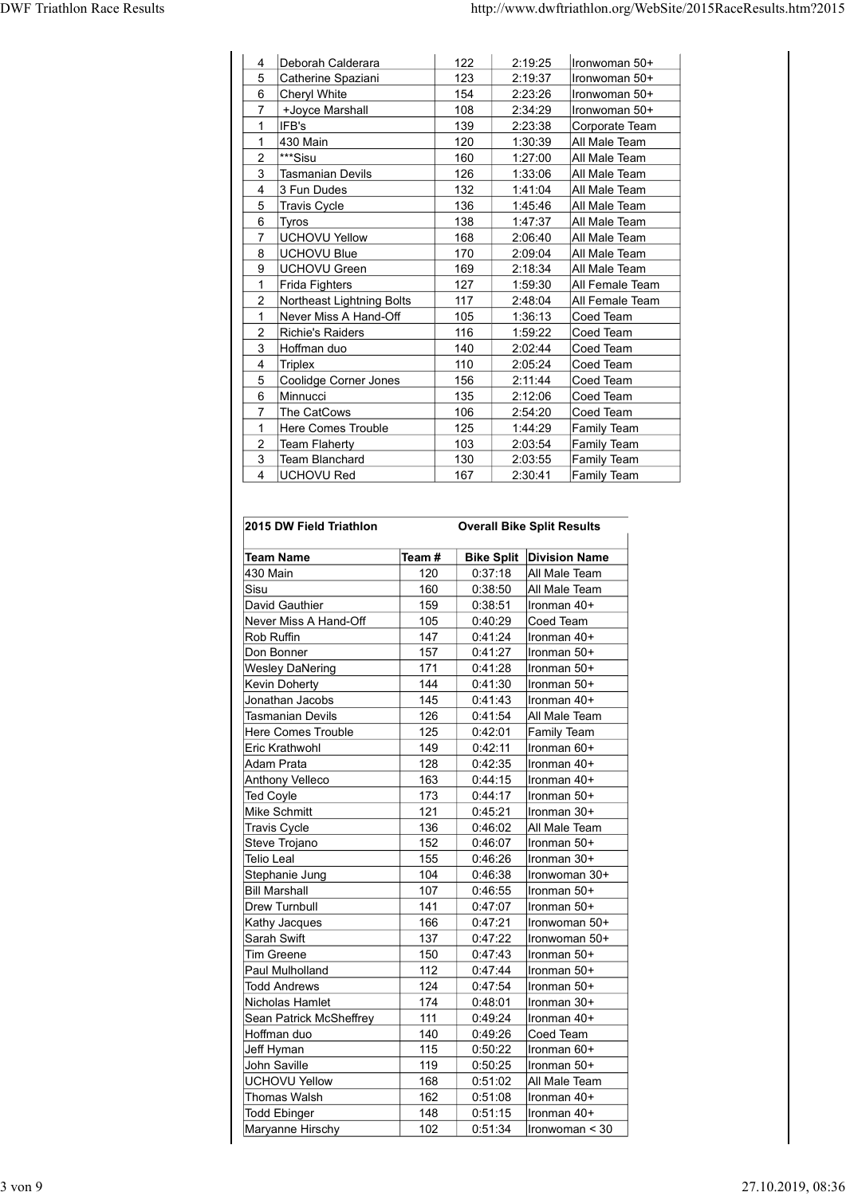| | | | | |
|---|---|---|---|---|
| 4 | Deborah Calderara | 122 | 2:19:25 | Ironwoman 50+ |
| 5 | Catherine Spaziani | 123 | 2:19:37 | Ironwoman 50+ |
| 6 | Cheryl White | 154 | 2:23:26 | Ironwoman 50+ |
| 7 | +Joyce Marshall | 108 | 2:34:29 | Ironwoman 50+ |
| 1 | IFB's | 139 | 2:23:38 | Corporate Team |
| 1 | 430 Main | 120 | 1:30:39 | All Male Team |
| 2 | ***Sisu | 160 | 1:27:00 | All Male Team |
| 3 | Tasmanian Devils | 126 | 1:33:06 | All Male Team |
| 4 | 3 Fun Dudes | 132 | 1:41:04 | All Male Team |
| 5 | Travis Cycle | 136 | 1:45:46 | All Male Team |
| 6 | Tyros | 138 | 1:47:37 | All Male Team |
| 7 | UCHOVU Yellow | 168 | 2:06:40 | All Male Team |
| 8 | UCHOVU Blue | 170 | 2:09:04 | All Male Team |
| 9 | UCHOVU Green | 169 | 2:18:34 | All Male Team |
| 1 | Frida Fighters | 127 | 1:59:30 | All Female Team |
| 2 | Northeast Lightning Bolts | 117 | 2:48:04 | All Female Team |
| 1 | Never Miss A Hand-Off | 105 | 1:36:13 | Coed Team |
| 2 | Richie's Raiders | 116 | 1:59:22 | Coed Team |
| 3 | Hoffman duo | 140 | 2:02:44 | Coed Team |
| 4 | Triplex | 110 | 2:05:24 | Coed Team |
| 5 | Coolidge Corner Jones | 156 | 2:11:44 | Coed Team |
| 6 | Minnucci | 135 | 2:12:06 | Coed Team |
| 7 | The CatCows | 106 | 2:54:20 | Coed Team |
| 1 | Here Comes Trouble | 125 | 1:44:29 | Family Team |
| 2 | Team Flaherty | 103 | 2:03:54 | Family Team |
| 3 | Team Blanchard | 130 | 2:03:55 | Family Team |
| 4 | UCHOVU Red | 167 | 2:30:41 | Family Team |

**2015 DW Field Triathlon** — **Overall Bike Split Results**

| Team Name | Team # | Bike Split | Division Name |
|---|---|---|---|
| 430 Main | 120 | 0:37:18 | All Male Team |
| Sisu | 160 | 0:38:50 | All Male Team |
| David Gauthier | 159 | 0:38:51 | Ironman 40+ |
| Never Miss A Hand-Off | 105 | 0:40:29 | Coed Team |
| Rob Ruffin | 147 | 0:41:24 | Ironman 40+ |
| Don Bonner | 157 | 0:41:27 | Ironman 50+ |
| Wesley DaNering | 171 | 0:41:28 | Ironman 50+ |
| Kevin Doherty | 144 | 0:41:30 | Ironman 50+ |
| Jonathan Jacobs | 145 | 0:41:43 | Ironman 40+ |
| Tasmanian Devils | 126 | 0:41:54 | All Male Team |
| Here Comes Trouble | 125 | 0:42:01 | Family Team |
| Eric Krathwohl | 149 | 0:42:11 | Ironman 60+ |
| Adam Prata | 128 | 0:42:35 | Ironman 40+ |
| Anthony Velleco | 163 | 0:44:15 | Ironman 40+ |
| Ted Coyle | 173 | 0:44:17 | Ironman 50+ |
| Mike Schmitt | 121 | 0:45:21 | Ironman 30+ |
| Travis Cycle | 136 | 0:46:02 | All Male Team |
| Steve Trojano | 152 | 0:46:07 | Ironman 50+ |
| Telio Leal | 155 | 0:46:26 | Ironman 30+ |
| Stephanie Jung | 104 | 0:46:38 | Ironwoman 30+ |
| Bill Marshall | 107 | 0:46:55 | Ironman 50+ |
| Drew Turnbull | 141 | 0:47:07 | Ironman 50+ |
| Kathy Jacques | 166 | 0:47:21 | Ironwoman 50+ |
| Sarah Swift | 137 | 0:47:22 | Ironwoman 50+ |
| Tim Greene | 150 | 0:47:43 | Ironman 50+ |
| Paul Mulholland | 112 | 0:47:44 | Ironman 50+ |
| Todd Andrews | 124 | 0:47:54 | Ironman 50+ |
| Nicholas Hamlet | 174 | 0:48:01 | Ironman 30+ |
| Sean Patrick McSheffrey | 111 | 0:49:24 | Ironman 40+ |
| Hoffman duo | 140 | 0:49:26 | Coed Team |
| Jeff Hyman | 115 | 0:50:22 | Ironman 60+ |
| John Saville | 119 | 0:50:25 | Ironman 50+ |
| UCHOVU Yellow | 168 | 0:51:02 | All Male Team |
| Thomas Walsh | 162 | 0:51:08 | Ironman 40+ |
| Todd Ebinger | 148 | 0:51:15 | Ironman 40+ |
| Maryanne Hirschy | 102 | 0:51:34 | Ironwoman < 30 |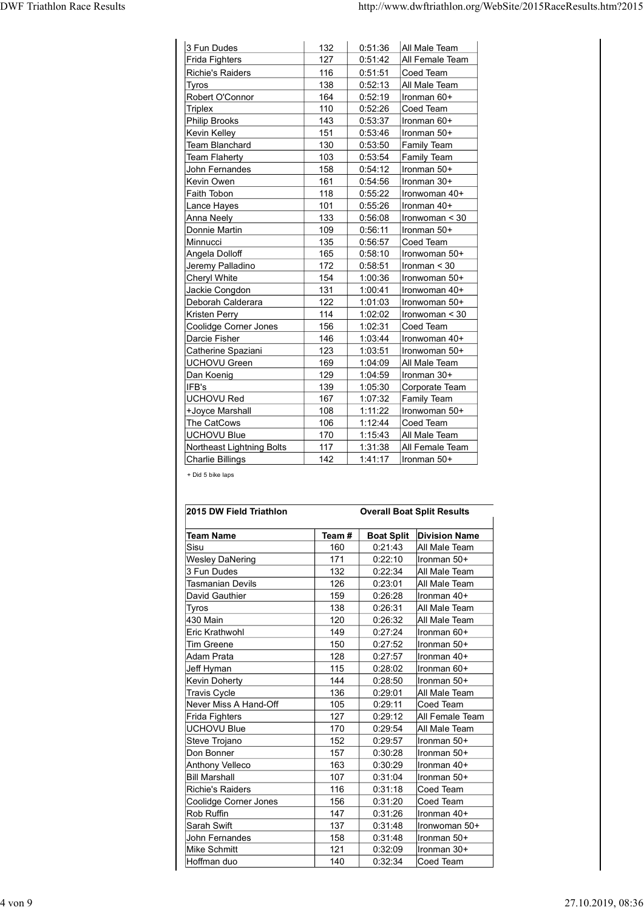| | | | |
|---|---|---|---|
| 3 Fun Dudes | 132 | 0:51:36 | All Male Team |
| Frida Fighters | 127 | 0:51:42 | All Female Team |
| Richie's Raiders | 116 | 0:51:51 | Coed Team |
| Tyros | 138 | 0:52:13 | All Male Team |
| Robert O'Connor | 164 | 0:52:19 | Ironman 60+ |
| Triplex | 110 | 0:52:26 | Coed Team |
| Philip Brooks | 143 | 0:53:37 | Ironman 60+ |
| Kevin Kelley | 151 | 0:53:46 | Ironman 50+ |
| Team Blanchard | 130 | 0:53:50 | Family Team |
| Team Flaherty | 103 | 0:53:54 | Family Team |
| John Fernandes | 158 | 0:54:12 | Ironman 50+ |
| Kevin Owen | 161 | 0:54:56 | Ironman 30+ |
| Faith Tobon | 118 | 0:55:22 | Ironwoman 40+ |
| Lance Hayes | 101 | 0:55:26 | Ironman 40+ |
| Anna Neely | 133 | 0:56:08 | Ironwoman < 30 |
| Donnie Martin | 109 | 0:56:11 | Ironman 50+ |
| Minnucci | 135 | 0:56:57 | Coed Team |
| Angela Dolloff | 165 | 0:58:10 | Ironwoman 50+ |
| Jeremy Palladino | 172 | 0:58:51 | Ironman < 30 |
| Cheryl White | 154 | 1:00:36 | Ironwoman 50+ |
| Jackie Congdon | 131 | 1:00:41 | Ironwoman 40+ |
| Deborah Calderara | 122 | 1:01:03 | Ironwoman 50+ |
| Kristen Perry | 114 | 1:02:02 | Ironwoman < 30 |
| Coolidge Corner Jones | 156 | 1:02:31 | Coed Team |
| Darcie Fisher | 146 | 1:03:44 | Ironwoman 40+ |
| Catherine Spaziani | 123 | 1:03:51 | Ironwoman 50+ |
| UCHOVU Green | 169 | 1:04:09 | All Male Team |
| Dan Koenig | 129 | 1:04:59 | Ironman 30+ |
| IFB's | 139 | 1:05:30 | Corporate Team |
| UCHOVU Red | 167 | 1:07:32 | Family Team |
| +Joyce Marshall | 108 | 1:11:22 | Ironwoman 50+ |
| The CatCows | 106 | 1:12:44 | Coed Team |
| UCHOVU Blue | 170 | 1:15:43 | All Male Team |
| Northeast Lightning Bolts | 117 | 1:31:38 | All Female Team |
| Charlie Billings | 142 | 1:41:17 | Ironman 50+ |

+ Did 5 bike laps

## 2015 DW Field Triathlon — Overall Boat Split Results

| Team Name | Team # | Boat Split | Division Name |
|---|---|---|---|
| Sisu | 160 | 0:21:43 | All Male Team |
| Wesley DaNering | 171 | 0:22:10 | Ironman 50+ |
| 3 Fun Dudes | 132 | 0:22:34 | All Male Team |
| Tasmanian Devils | 126 | 0:23:01 | All Male Team |
| David Gauthier | 159 | 0:26:28 | Ironman 40+ |
| Tyros | 138 | 0:26:31 | All Male Team |
| 430 Main | 120 | 0:26:32 | All Male Team |
| Eric Krathwohl | 149 | 0:27:24 | Ironman 60+ |
| Tim Greene | 150 | 0:27:52 | Ironman 50+ |
| Adam Prata | 128 | 0:27:57 | Ironman 40+ |
| Jeff Hyman | 115 | 0:28:02 | Ironman 60+ |
| Kevin Doherty | 144 | 0:28:50 | Ironman 50+ |
| Travis Cycle | 136 | 0:29:01 | All Male Team |
| Never Miss A Hand-Off | 105 | 0:29:11 | Coed Team |
| Frida Fighters | 127 | 0:29:12 | All Female Team |
| UCHOVU Blue | 170 | 0:29:54 | All Male Team |
| Steve Trojano | 152 | 0:29:57 | Ironman 50+ |
| Don Bonner | 157 | 0:30:28 | Ironman 50+ |
| Anthony Velleco | 163 | 0:30:29 | Ironman 40+ |
| Bill Marshall | 107 | 0:31:04 | Ironman 50+ |
| Richie's Raiders | 116 | 0:31:18 | Coed Team |
| Coolidge Corner Jones | 156 | 0:31:20 | Coed Team |
| Rob Ruffin | 147 | 0:31:26 | Ironman 40+ |
| Sarah Swift | 137 | 0:31:48 | Ironwoman 50+ |
| John Fernandes | 158 | 0:31:48 | Ironman 50+ |
| Mike Schmitt | 121 | 0:32:09 | Ironman 30+ |
| Hoffman duo | 140 | 0:32:34 | Coed Team |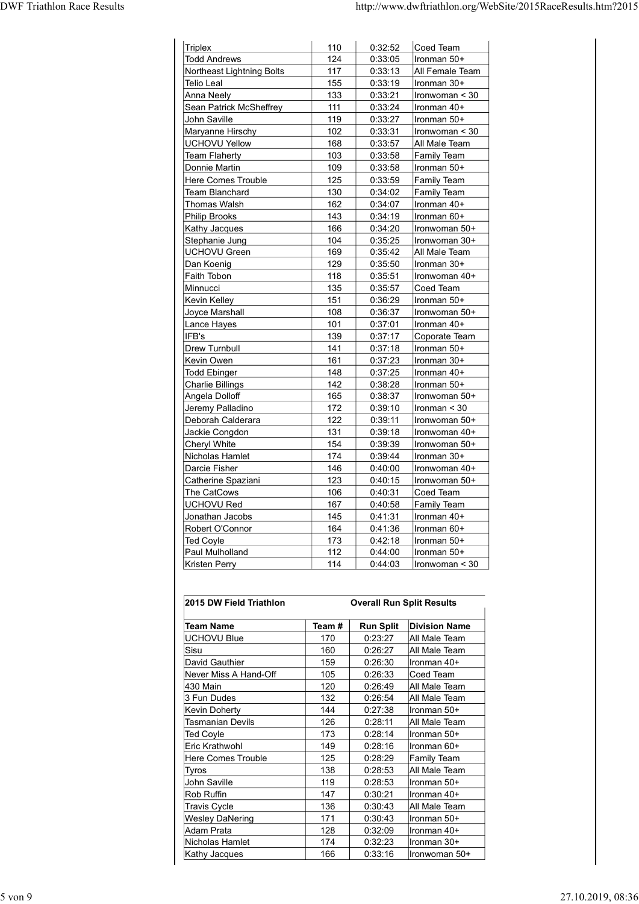| | | | |
|---|---|---|---|
| Triplex | 110 | 0:32:52 | Coed Team |
| Todd Andrews | 124 | 0:33:05 | Ironman 50+ |
| Northeast Lightning Bolts | 117 | 0:33:13 | All Female Team |
| Telio Leal | 155 | 0:33:19 | Ironman 30+ |
| Anna Neely | 133 | 0:33:21 | Ironwoman < 30 |
| Sean Patrick McSheffrey | 111 | 0:33:24 | Ironman 40+ |
| John Saville | 119 | 0:33:27 | Ironman 50+ |
| Maryanne Hirschy | 102 | 0:33:31 | Ironwoman < 30 |
| UCHOVU Yellow | 168 | 0:33:57 | All Male Team |
| Team Flaherty | 103 | 0:33:58 | Family Team |
| Donnie Martin | 109 | 0:33:58 | Ironman 50+ |
| Here Comes Trouble | 125 | 0:33:59 | Family Team |
| Team Blanchard | 130 | 0:34:02 | Family Team |
| Thomas Walsh | 162 | 0:34:07 | Ironman 40+ |
| Philip Brooks | 143 | 0:34:19 | Ironman 60+ |
| Kathy Jacques | 166 | 0:34:20 | Ironwoman 50+ |
| Stephanie Jung | 104 | 0:35:25 | Ironwoman 30+ |
| UCHOVU Green | 169 | 0:35:42 | All Male Team |
| Dan Koenig | 129 | 0:35:50 | Ironman 30+ |
| Faith Tobon | 118 | 0:35:51 | Ironwoman 40+ |
| Minnucci | 135 | 0:35:57 | Coed Team |
| Kevin Kelley | 151 | 0:36:29 | Ironman 50+ |
| Joyce Marshall | 108 | 0:36:37 | Ironwoman 50+ |
| Lance Hayes | 101 | 0:37:01 | Ironman 40+ |
| IFB's | 139 | 0:37:17 | Coporate Team |
| Drew Turnbull | 141 | 0:37:18 | Ironman 50+ |
| Kevin Owen | 161 | 0:37:23 | Ironman 30+ |
| Todd Ebinger | 148 | 0:37:25 | Ironman 40+ |
| Charlie Billings | 142 | 0:38:28 | Ironman 50+ |
| Angela Dolloff | 165 | 0:38:37 | Ironwoman 50+ |
| Jeremy Palladino | 172 | 0:39:10 | Ironman < 30 |
| Deborah Calderara | 122 | 0:39:11 | Ironwoman 50+ |
| Jackie Congdon | 131 | 0:39:18 | Ironwoman 40+ |
| Cheryl White | 154 | 0:39:39 | Ironwoman 50+ |
| Nicholas Hamlet | 174 | 0:39:44 | Ironman 30+ |
| Darcie Fisher | 146 | 0:40:00 | Ironwoman 40+ |
| Catherine Spaziani | 123 | 0:40:15 | Ironwoman 50+ |
| The CatCows | 106 | 0:40:31 | Coed Team |
| UCHOVU Red | 167 | 0:40:58 | Family Team |
| Jonathan Jacobs | 145 | 0:41:31 | Ironman 40+ |
| Robert O'Connor | 164 | 0:41:36 | Ironman 60+ |
| Ted Coyle | 173 | 0:42:18 | Ironman 50+ |
| Paul Mulholland | 112 | 0:44:00 | Ironman 50+ |
| Kristen Perry | 114 | 0:44:03 | Ironwoman < 30 |

**2015 DW Field Triathlon** **Overall Run Split Results**

| Team Name | Team # | Run Split | Division Name |
|---|---|---|---|
| UCHOVU Blue | 170 | 0:23:27 | All Male Team |
| Sisu | 160 | 0:26:27 | All Male Team |
| David Gauthier | 159 | 0:26:30 | Ironman 40+ |
| Never Miss A Hand-Off | 105 | 0:26:33 | Coed Team |
| 430 Main | 120 | 0:26:49 | All Male Team |
| 3 Fun Dudes | 132 | 0:26:54 | All Male Team |
| Kevin Doherty | 144 | 0:27:38 | Ironman 50+ |
| Tasmanian Devils | 126 | 0:28:11 | All Male Team |
| Ted Coyle | 173 | 0:28:14 | Ironman 50+ |
| Eric Krathwohl | 149 | 0:28:16 | Ironman 60+ |
| Here Comes Trouble | 125 | 0:28:29 | Family Team |
| Tyros | 138 | 0:28:53 | All Male Team |
| John Saville | 119 | 0:28:53 | Ironman 50+ |
| Rob Ruffin | 147 | 0:30:21 | Ironman 40+ |
| Travis Cycle | 136 | 0:30:43 | All Male Team |
| Wesley DaNering | 171 | 0:30:43 | Ironman 50+ |
| Adam Prata | 128 | 0:32:09 | Ironman 40+ |
| Nicholas Hamlet | 174 | 0:32:23 | Ironman 30+ |
| Kathy Jacques | 166 | 0:33:16 | Ironwoman 50+ |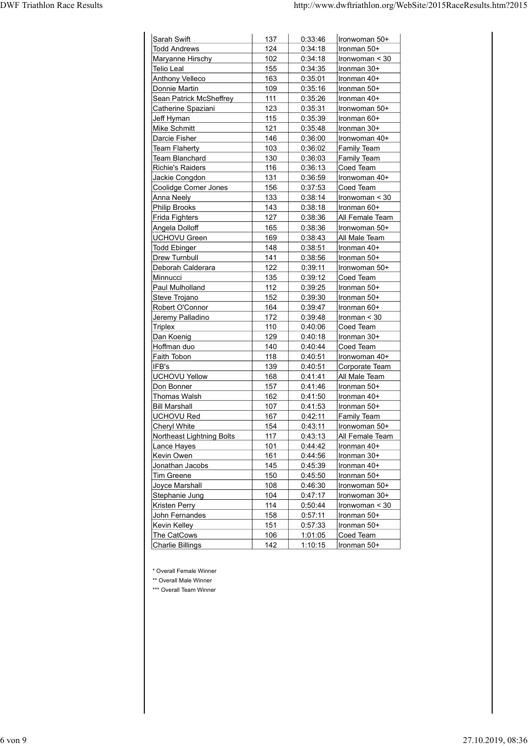| | | | |
|---|---|---|---|
| Sarah Swift | 137 | 0:33:46 | Ironwoman 50+ |
| Todd Andrews | 124 | 0:34:18 | Ironman 50+ |
| Maryanne Hirschy | 102 | 0:34:18 | Ironwoman < 30 |
| Telio Leal | 155 | 0:34:35 | Ironman 30+ |
| Anthony Velleco | 163 | 0:35:01 | Ironman 40+ |
| Donnie Martin | 109 | 0:35:16 | Ironman 50+ |
| Sean Patrick McSheffrey | 111 | 0:35:26 | Ironman 40+ |
| Catherine Spaziani | 123 | 0:35:31 | Ironwoman 50+ |
| Jeff Hyman | 115 | 0:35:39 | Ironman 60+ |
| Mike Schmitt | 121 | 0:35:48 | Ironman 30+ |
| Darcie Fisher | 146 | 0:36:00 | Ironwoman 40+ |
| Team Flaherty | 103 | 0:36:02 | Family Team |
| Team Blanchard | 130 | 0:36:03 | Family Team |
| Richie's Raiders | 116 | 0:36:13 | Coed Team |
| Jackie Congdon | 131 | 0:36:59 | Ironwoman 40+ |
| Coolidge Corner Jones | 156 | 0:37:53 | Coed Team |
| Anna Neely | 133 | 0:38:14 | Ironwoman < 30 |
| Philip Brooks | 143 | 0:38:18 | Ironman 60+ |
| Frida Fighters | 127 | 0:38:36 | All Female Team |
| Angela Dolloff | 165 | 0:38:36 | Ironwoman 50+ |
| UCHOVU Green | 169 | 0:38:43 | All Male Team |
| Todd Ebinger | 148 | 0:38:51 | Ironman 40+ |
| Drew Turnbull | 141 | 0:38:56 | Ironman 50+ |
| Deborah Calderara | 122 | 0:39:11 | Ironwoman 50+ |
| Minnucci | 135 | 0:39:12 | Coed Team |
| Paul Mulholland | 112 | 0:39:25 | Ironman 50+ |
| Steve Trojano | 152 | 0:39:30 | Ironman 50+ |
| Robert O'Connor | 164 | 0:39:47 | Ironman 60+ |
| Jeremy Palladino | 172 | 0:39:48 | Ironman < 30 |
| Triplex | 110 | 0:40:06 | Coed Team |
| Dan Koenig | 129 | 0:40:18 | Ironman 30+ |
| Hoffman duo | 140 | 0:40:44 | Coed Team |
| Faith Tobon | 118 | 0:40:51 | Ironwoman 40+ |
| IFB's | 139 | 0:40:51 | Corporate Team |
| UCHOVU Yellow | 168 | 0:41:41 | All Male Team |
| Don Bonner | 157 | 0:41:46 | Ironman 50+ |
| Thomas Walsh | 162 | 0:41:50 | Ironman 40+ |
| Bill Marshall | 107 | 0:41:53 | Ironman 50+ |
| UCHOVU Red | 167 | 0:42:11 | Family Team |
| Cheryl White | 154 | 0:43:11 | Ironwoman 50+ |
| Northeast Lightning Bolts | 117 | 0:43:13 | All Female Team |
| Lance Hayes | 101 | 0:44:42 | Ironman 40+ |
| Kevin Owen | 161 | 0:44:56 | Ironman 30+ |
| Jonathan Jacobs | 145 | 0:45:39 | Ironman 40+ |
| Tim Greene | 150 | 0:45:50 | Ironman 50+ |
| Joyce Marshall | 108 | 0:46:30 | Ironwoman 50+ |
| Stephanie Jung | 104 | 0:47:17 | Ironwoman 30+ |
| Kristen Perry | 114 | 0:50:44 | Ironwoman < 30 |
| John Fernandes | 158 | 0:57:11 | Ironman 50+ |
| Kevin Kelley | 151 | 0:57:33 | Ironman 50+ |
| The CatCows | 106 | 1:01:05 | Coed Team |
| Charlie Billings | 142 | 1:10:15 | Ironman 50+ |

\* Overall Female Winner

\*\* Overall Male Winner

\*\*\* Overall Team Winner